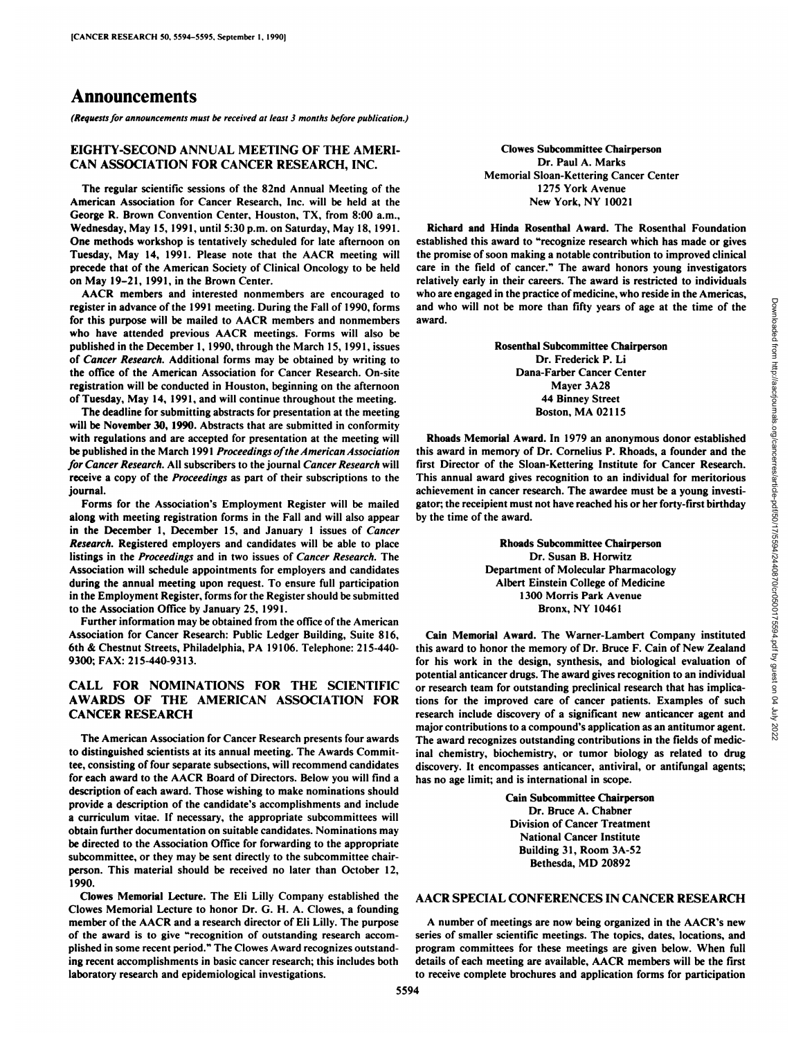# Announcements

*(Requests for announcements must be received at least 3 months before publication.)*

## EIGHTY-SECOND ANNUAL MEETING OF THE AMERICAN ASSOCIATION FOR CANCER RESEARCH, INC.

The regular scientific sessions of the 82nd Annual Meeting of the American Association for Cancer Research, Inc. will be held at the George R. Brown Convention Center, Houston, TX, from 8:00 a.m., Wednesday, May 15, 1991, until 5:30 p.m. on Saturday, May 18, 1991. One methods workshop is tentatively scheduled for late afternoon on Tuesday, May 14, 1991. Please note that the AACR meeting will precede that of the American Society of Clinical Oncology to be held on May 19–21, 1991, in the Brown Center.

AACR members and interested nonmembers are encouraged to register in advance of the 1991 meeting. During the Fall of 1990, forms for this purpose will be mailed to AACR members and nonmembers who have attended previous AACR meetings. Forms will also be published in the December 1, 1990, through the March 15, 1991, issues of *Cancer Research*. Additional forms may be obtained by writing to the office of the American Association for Cancer Research. On-site registration will be conducted in Houston, beginning on the afternoon of Tuesday, May 14, 1991, and will continue throughout the meeting.

The deadline for submitting abstracts for presentation at the meeting will be **November 30, 1990**. Abstracts that are submitted in conformity with regulations and are accepted for presentation at the meeting will be published in the March 1991 *Proceedings of the American Association for Cancer Research*. All subscribers to the journal *Cancer Research* will receive a copy of the *Proceedings* as part of their subscriptions to the journal.

Forms for the Association's Employment Register will be mailed along with meeting registration forms in the Fall and will also appear in the December 1, December 15, and January 1 issues of *Cancer Research*. Registered employers and candidates will be able to place listings in the *Proceedings* and in two issues of *Cancer Research*. The Association will schedule appointments for employers and candidates during the annual meeting upon request. To ensure full participation in the Employment Register, forms for the Register should be submitted to the Association Office by January 25, 1991.

Further information may be obtained from the office of the American Association for Cancer Research: Public Ledger Building, Suite 816, 6th & Chestnut Streets, Philadelphia, PA 19106. Telephone: 215-440-9300; FAX: 215-440-9313.

## CALL FOR NOMINATIONS FOR THE SCIENTIFIC AWARDS OF THE AMERICAN ASSOCIATION FOR CANCER RESEARCH

The American Association for Cancer Research presents four awards to distinguished scientists at its annual meeting. The Awards Committee, consisting of four separate subsections, will recommend candidates for each award to the AACR Board of Directors. Below you will find a description of each award. Those wishing to make nominations should provide a description of the candidate's accomplishments and include a curriculum vitae. If necessary, the appropriate subcommittees will obtain further documentation on suitable candidates. Nominations may be directed to the Association Office for forwarding to the appropriate subcommittee, or they may be sent directly to the subcommittee chairperson. This material should be received no later than October 12, 1990.

**Clowes Memorial Lecture.** The Eli Lilly Company established the Clowes Memorial Lecture to honor Dr. G. H. A. Clowes, a founding member of the AACR and a research director of Eli Lilly. The purpose of the award is to give "recognition of outstanding research accomplished in some recent period." The Clowes Award recognizes outstanding recent accomplishments in basic cancer research; this includes both laboratory research and epidemiological investigations.

**Clowes Subcommittee Chairperson**
Dr. Paul A. Marks
Memorial Sloan-Kettering Cancer Center
1275 York Avenue
New York, NY 10021

**Richard and Hinda Rosenthal Award.** The Rosenthal Foundation established this award to "recognize research which has made or gives the promise of soon making a notable contribution to improved clinical care in the field of cancer." The award honors young investigators relatively early in their careers. The award is restricted to individuals who are engaged in the practice of medicine, who reside in the Americas, and who will not be more than fifty years of age at the time of the award.

**Rosenthal Subcommittee Chairperson**
Dr. Frederick P. Li
Dana-Farber Cancer Center
Mayer 3A28
44 Binney Street
Boston, MA 02115

**Rhoads Memorial Award.** In 1979 an anonymous donor established this award in memory of Dr. Cornelius P. Rhoads, a founder and the first Director of the Sloan-Kettering Institute for Cancer Research. This annual award gives recognition to an individual for meritorious achievement in cancer research. The awardee must be a young investigator; the receipient must not have reached his or her forty-first birthday by the time of the award.

**Rhoads Subcommittee Chairperson**
Dr. Susan B. Horwitz
Department of Molecular Pharmacology
Albert Einstein College of Medicine
1300 Morris Park Avenue
Bronx, NY 10461

**Cain Memorial Award.** The Warner-Lambert Company instituted this award to honor the memory of Dr. Bruce F. Cain of New Zealand for his work in the design, synthesis, and biological evaluation of potential anticancer drugs. The award gives recognition to an individual or research team for outstanding preclinical research that has implications for the improved care of cancer patients. Examples of such research include discovery of a significant new anticancer agent and major contributions to a compound's application as an antitumor agent. The award recognizes outstanding contributions in the fields of medicinal chemistry, biochemistry, or tumor biology as related to drug discovery. It encompasses anticancer, antiviral, or antifungal agents; has no age limit; and is international in scope.

**Cain Subcommittee Chairperson**
Dr. Bruce A. Chabner
Division of Cancer Treatment
National Cancer Institute
Building 31, Room 3A-52
Bethesda, MD 20892

## AACR SPECIAL CONFERENCES IN CANCER RESEARCH

A number of meetings are now being organized in the AACR's new series of smaller scientific meetings. The topics, dates, locations, and program committees for these meetings are given below. When full details of each meeting are available, AACR members will be the first to receive complete brochures and application forms for participation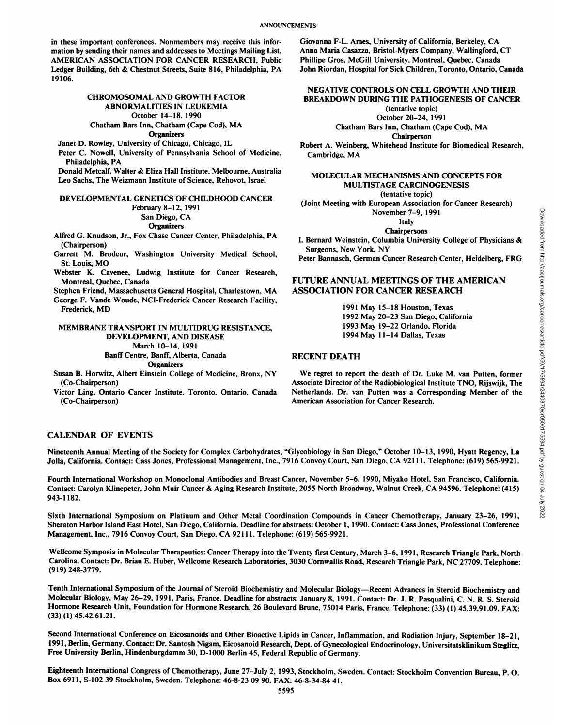in these important conferences. Nonmembers may receive this information by sending their names and addresses to Meetings Mailing List, AMERICAN ASSOCIATION FOR CANCER RESEARCH, Public Ledger Building, 6th & Chestnut Streets, Suite 816, Philadelphia, PA 19106.

### CHROMOSOMAL AND GROWTH FACTOR ABNORMALITIES IN LEUKEMIA

October 14–18, 1990
Chatham Bars Inn, Chatham (Cape Cod), MA

**Organizers**

Janet D. Rowley, University of Chicago, Chicago, IL
Peter C. Nowell, University of Pennsylvania School of Medicine, Philadelphia, PA
Donald Metcalf, Walter & Eliza Hall Institute, Melbourne, Australia
Leo Sachs, The Weizmann Institute of Science, Rehovot, Israel

### DEVELOPMENTAL GENETICS OF CHILDHOOD CANCER

February 8–12, 1991
San Diego, CA

**Organizers**

Alfred G. Knudson, Jr., Fox Chase Cancer Center, Philadelphia, PA (Chairperson)
Garrett M. Brodeur, Washington University Medical School, St. Louis, MO
Webster K. Cavenee, Ludwig Institute for Cancer Research, Montreal, Quebec, Canada
Stephen Friend, Massachusetts General Hospital, Charlestown, MA
George F. Vande Woude, NCI-Frederick Cancer Research Facility, Frederick, MD

### MEMBRANE TRANSPORT IN MULTIDRUG RESISTANCE, DEVELOPMENT, AND DISEASE

March 10–14, 1991
Banff Centre, Banff, Alberta, Canada

**Organizers**

Susan B. Horwitz, Albert Einstein College of Medicine, Bronx, NY (Co-Chairperson)
Victor Ling, Ontario Cancer Institute, Toronto, Ontario, Canada (Co-Chairperson)
Giovanna F-L. Ames, University of California, Berkeley, CA
Anna Maria Casazza, Bristol-Myers Company, Wallingford, CT
Phillipe Gros, McGill University, Montreal, Quebec, Canada
John Riordan, Hospital for Sick Children, Toronto, Ontario, Canada

### NEGATIVE CONTROLS ON CELL GROWTH AND THEIR BREAKDOWN DURING THE PATHOGENESIS OF CANCER

(tentative topic)
October 20–24, 1991
Chatham Bars Inn, Chatham (Cape Cod), MA

**Chairperson**

Robert A. Weinberg, Whitehead Institute for Biomedical Research, Cambridge, MA

### MOLECULAR MECHANISMS AND CONCEPTS FOR MULTISTAGE CARCINOGENESIS

(tentative topic)
(Joint Meeting with European Association for Cancer Research)
November 7–9, 1991
Italy

**Chairpersons**

I. Bernard Weinstein, Columbia University College of Physicians & Surgeons, New York, NY
Peter Bannasch, German Cancer Research Center, Heidelberg, FRG

## FUTURE ANNUAL MEETINGS OF THE AMERICAN ASSOCIATION FOR CANCER RESEARCH

1991 May 15–18 Houston, Texas
1992 May 20–23 San Diego, California
1993 May 19–22 Orlando, Florida
1994 May 11–14 Dallas, Texas

## RECENT DEATH

We regret to report the death of Dr. Luke M. van Putten, former Associate Director of the Radiobiological Institute TNO, Rijswijk, The Netherlands. Dr. van Putten was a Corresponding Member of the American Association for Cancer Research.

## CALENDAR OF EVENTS

Nineteenth Annual Meeting of the Society for Complex Carbohydrates, "Glycobiology in San Diego," October 10–13, 1990, Hyatt Regency, La Jolla, California. Contact: Cass Jones, Professional Management, Inc., 7916 Convoy Court, San Diego, CA 92111. Telephone: (619) 565-9921.

Fourth International Workshop on Monoclonal Antibodies and Breast Cancer, November 5–6, 1990, Miyako Hotel, San Francisco, California. Contact: Carolyn Klinepeter, John Muir Cancer & Aging Research Institute, 2055 North Broadway, Walnut Creek, CA 94596. Telephone: (415) 943-1182.

Sixth International Symposium on Platinum and Other Metal Coordination Compounds in Cancer Chemotherapy, January 23–26, 1991, Sheraton Harbor Island East Hotel, San Diego, California. Deadline for abstracts: October 1, 1990. Contact: Cass Jones, Professional Conference Management, Inc., 7916 Convoy Court, San Diego, CA 92111. Telephone: (619) 565-9921.

Wellcome Symposia in Molecular Therapeutics: Cancer Therapy into the Twenty-first Century, March 3–6, 1991, Research Triangle Park, North Carolina. Contact: Dr. Brian E. Huber, Wellcome Research Laboratories, 3030 Cornwallis Road, Research Triangle Park, NC 27709. Telephone: (919) 248-3779.

Tenth International Symposium of the Journal of Steroid Biochemistry and Molecular Biology—Recent Advances in Steroid Biochemistry and Molecular Biology, May 26–29, 1991, Paris, France. Deadline for abstracts: January 8, 1991. Contact: Dr. J. R. Pasqualini, C. N. R. S. Steroid Hormone Research Unit, Foundation for Hormone Research, 26 Boulevard Brune, 75014 Paris, France. Telephone: (33) (1) 45.39.91.09. FAX: (33) (1) 45.42.61.21.

Second International Conference on Eicosanoids and Other Bioactive Lipids in Cancer, Inflammation, and Radiation Injury, September 18–21, 1991, Berlin, Germany. Contact: Dr. Santosh Nigam, Eicosanoid Research, Dept. of Gynecological Endocrinology, Universitatsklinikum Steglitz, Free University Berlin, Hindenburgdamm 30, D-1000 Berlin 45, Federal Republic of Germany.

Eighteenth International Congress of Chemotherapy, June 27–July 2, 1993, Stockholm, Sweden. Contact: Stockholm Convention Bureau, P. O. Box 6911, S-102 39 Stockholm, Sweden. Telephone: 46-8-23 09 90. FAX: 46-8-34-84 41.